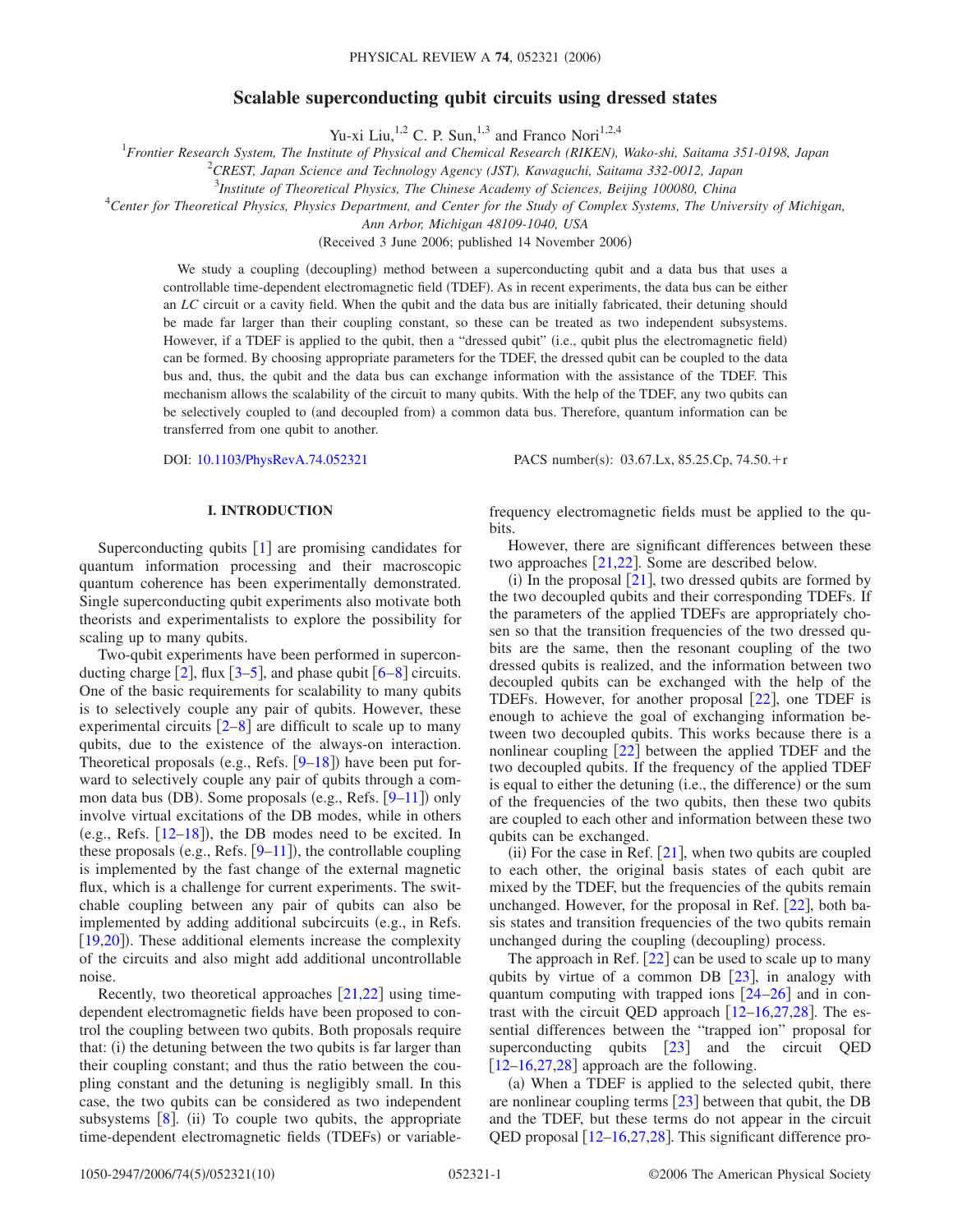# Scalable superconducting qubit circuits using dressed states

Yu-xi Liu,[1,2] C. P. Sun,[1,3] and Franco Nori[1,2,4]

[1]*Frontier Research System, The Institute of Physical and Chemical Research (RIKEN), Wako-shi, Saitama 351-0198, Japan*
[2]*CREST, Japan Science and Technology Agency (JST), Kawaguchi, Saitama 332-0012, Japan*
[3]*Institute of Theoretical Physics, The Chinese Academy of Sciences, Beijing 100080, China*
[4]*Center for Theoretical Physics, Physics Department, and Center for the Study of Complex Systems, The University of Michigan, Ann Arbor, Michigan 48109-1040, USA*

(Received 3 June 2006; published 14 November 2006)

We study a coupling (decoupling) method between a superconducting qubit and a data bus that uses a controllable time-dependent electromagnetic field (TDEF). As in recent experiments, the data bus can be either an *LC* circuit or a cavity field. When the qubit and the data bus are initially fabricated, their detuning should be made far larger than their coupling constant, so these can be treated as two independent subsystems. However, if a TDEF is applied to the qubit, then a "dressed qubit" (i.e., qubit plus the electromagnetic field) can be formed. By choosing appropriate parameters for the TDEF, the dressed qubit can be coupled to the data bus and, thus, the qubit and the data bus can exchange information with the assistance of the TDEF. This mechanism allows the scalability of the circuit to many qubits. With the help of the TDEF, any two qubits can be selectively coupled to (and decoupled from) a common data bus. Therefore, quantum information can be transferred from one qubit to another.

DOI: 10.1103/PhysRevA.74.052321 PACS number(s): 03.67.Lx, 85.25.Cp, 74.50.+r

## I. INTRODUCTION

Superconducting qubits [1] are promising candidates for quantum information processing and their macroscopic quantum coherence has been experimentally demonstrated. Single superconducting qubit experiments also motivate both theorists and experimentalists to explore the possibility for scaling up to many qubits.

Two-qubit experiments have been performed in superconducting charge [2], flux [3–5], and phase qubit [6–8] circuits. One of the basic requirements for scalability to many qubits is to selectively couple any pair of qubits. However, these experimental circuits [2–8] are difficult to scale up to many qubits, due to the existence of the always-on interaction. Theoretical proposals (e.g., Refs. [9–18]) have been put forward to selectively couple any pair of qubits through a common data bus (DB). Some proposals (e.g., Refs. [9–11]) only involve virtual excitations of the DB modes, while in others (e.g., Refs. [12–18]), the DB modes need to be excited. In these proposals (e.g., Refs. [9–11]), the controllable coupling is implemented by the fast change of the external magnetic flux, which is a challenge for current experiments. The switchable coupling between any pair of qubits can also be implemented by adding additional subcircuits (e.g., in Refs. [19,20]). These additional elements increase the complexity of the circuits and also might add additional uncontrollable noise.

Recently, two theoretical approaches [21,22] using time-dependent electromagnetic fields have been proposed to control the coupling between two qubits. Both proposals require that: (i) the detuning between the two qubits is far larger than their coupling constant; and thus the ratio between the coupling constant and the detuning is negligibly small. In this case, the two qubits can be considered as two independent subsystems [8]. (ii) To couple two qubits, the appropriate time-dependent electromagnetic fields (TDEFs) or variable-frequency electromagnetic fields must be applied to the qubits.

However, there are significant differences between these two approaches [21,22]. Some are described below.

(i) In the proposal [21], two dressed qubits are formed by the two decoupled qubits and their corresponding TDEFs. If the parameters of the applied TDEFs are appropriately chosen so that the transition frequencies of the two dressed qubits are the same, then the resonant coupling of the two dressed qubits is realized, and the information between two decoupled qubits can be exchanged with the help of the TDEFs. However, for another proposal [22], one TDEF is enough to achieve the goal of exchanging information between two decoupled qubits. This works because there is a nonlinear coupling [22] between the applied TDEF and the two decoupled qubits. If the frequency of the applied TDEF is equal to either the detuning (i.e., the difference) or the sum of the frequencies of the two qubits, then these two qubits are coupled to each other and information between these two qubits can be exchanged.

(ii) For the case in Ref. [21], when two qubits are coupled to each other, the original basis states of each qubit are mixed by the TDEF, but the frequencies of the qubits remain unchanged. However, for the proposal in Ref. [22], both basis states and transition frequencies of the two qubits remain unchanged during the coupling (decoupling) process.

The approach in Ref. [22] can be used to scale up to many qubits by virtue of a common DB [23], in analogy with quantum computing with trapped ions [24–26] and in contrast with the circuit QED approach [12–16,27,28]. The essential differences between the "trapped ion" proposal for superconducting qubits [23] and the circuit QED [12–16,27,28] approach are the following.

(a) When a TDEF is applied to the selected qubit, there are nonlinear coupling terms [23] between that qubit, the DB and the TDEF, but these terms do not appear in the circuit QED proposal [12–16,27,28]. This significant difference pro-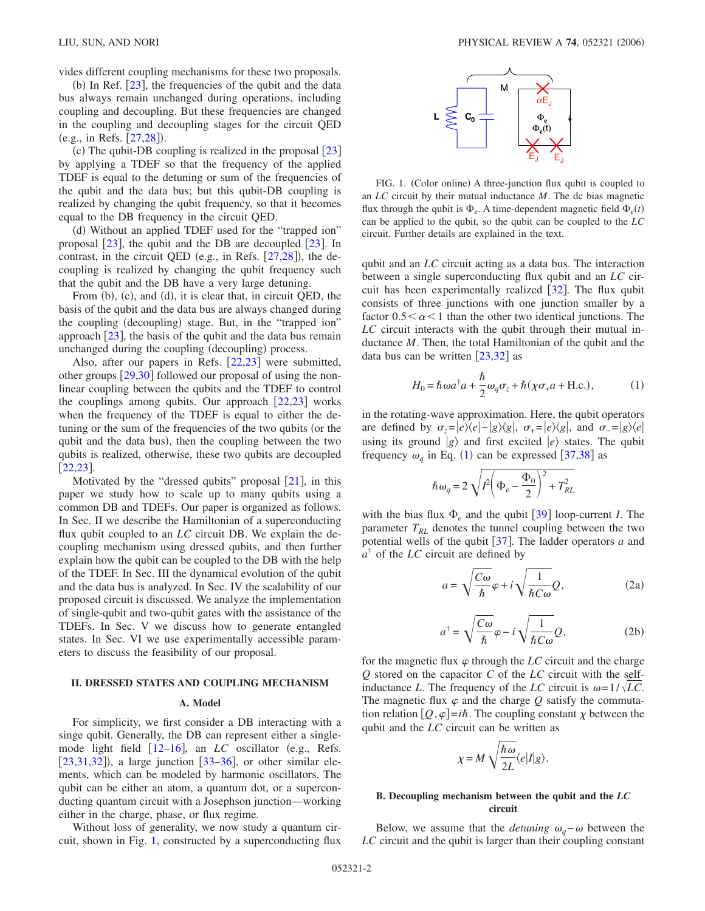vides different coupling mechanisms for these two proposals.

(b) In Ref. [23], the frequencies of the qubit and the data bus always remain unchanged during operations, including coupling and decoupling. But these frequencies are changed in the coupling and decoupling stages for the circuit QED (e.g., in Refs. [27,28]).

(c) The qubit-DB coupling is realized in the proposal [23] by applying a TDEF so that the frequency of the applied TDEF is equal to the detuning or sum of the frequencies of the qubit and the data bus; but this qubit-DB coupling is realized by changing the qubit frequency, so that it becomes equal to the DB frequency in the circuit QED.

(d) Without an applied TDEF used for the "trapped ion" proposal [23], the qubit and the DB are decoupled [23]. In contrast, in the circuit QED (e.g., in Refs. [27,28]), the decoupling is realized by changing the qubit frequency such that the qubit and the DB have a very large detuning.

From (b), (c), and (d), it is clear that, in circuit QED, the basis of the qubit and the data bus are always changed during the coupling (decoupling) stage. But, in the "trapped ion" approach [23], the basis of the qubit and the data bus remain unchanged during the coupling (decoupling) process.

Also, after our papers in Refs. [22,23] were submitted, other groups [29,30] followed our proposal of using the nonlinear coupling between the qubits and the TDEF to control the couplings among qubits. Our approach [22,23] works when the frequency of the TDEF is equal to either the detuning or the sum of the frequencies of the two qubits (or the qubit and the data bus), then the coupling between the two qubits is realized, otherwise, these two qubits are decoupled [22,23].

Motivated by the "dressed qubits" proposal [21], in this paper we study how to scale up to many qubits using a common DB and TDEFs. Our paper is organized as follows. In Sec. II we describe the Hamiltonian of a superconducting flux qubit coupled to an $LC$ circuit DB. We explain the decoupling mechanism using dressed qubits, and then further explain how the qubit can be coupled to the DB with the help of the TDEF. In Sec. III the dynamical evolution of the qubit and the data bus is analyzed. In Sec. IV the scalability of our proposed circuit is discussed. We analyze the implementation of single-qubit and two-qubit gates with the assistance of the TDEFs. In Sec. V we discuss how to generate entangled states. In Sec. VI we use experimentally accessible parameters to discuss the feasibility of our proposal.

## II. DRESSED STATES AND COUPLING MECHANISM

### A. Model

For simplicity, we first consider a DB interacting with a singe qubit. Generally, the DB can represent either a single-mode light field [12–16], an $LC$ oscillator (e.g., Refs. [23,31,32]), a large junction [33–36], or other similar elements, which can be modeled by harmonic oscillators. The qubit can be either an atom, a quantum dot, or a superconducting quantum circuit with a Josephson junction—working either in the charge, phase, or flux regime.

Without loss of generality, we now study a quantum circuit, shown in Fig. 1, constructed by a superconducting flux qubit and an $LC$ circuit acting as a data bus. The interaction between a single superconducting flux qubit and an $LC$ circuit has been experimentally realized [32]. The flux qubit consists of three junctions with one junction smaller by a factor $0.5<\alpha<1$ than the other two identical junctions. The $LC$ circuit interacts with the qubit through their mutual inductance $M$. Then, the total Hamiltonian of the qubit and the data bus can be written [23,32] as

$$H_0=\hbar\omega a^{\dagger}a+\frac{\hbar}{2}\omega_q\sigma_z+\hbar(\chi\sigma_+a+\text{H.c.}), \tag{1}$$

FIG. 1. (Color online) A three-junction flux qubit is coupled to an $LC$ circuit by their mutual inductance $M$. The dc bias magnetic flux through the qubit is $\Phi_e$. A time-dependent magnetic field $\Phi_e(t)$ can be applied to the qubit, so the qubit can be coupled to the $LC$ circuit. Further details are explained in the text.

in the rotating-wave approximation. Here, the qubit operators are defined by $\sigma_z=|e\rangle\langle e|-|g\rangle\langle g|$, $\sigma_+=|e\rangle\langle g|$, and $\sigma_-=|g\rangle\langle e|$ using its ground $|g\rangle$ and first excited $|e\rangle$ states. The qubit frequency $\omega_q$ in Eq. (1) can be expressed [37,38] as

$$\hbar\omega_q=2\sqrt{I^2\left(\Phi_e-\frac{\Phi_0}{2}\right)^2+T_{RL}^2}$$

with the bias flux $\Phi_e$ and the qubit [39] loop-current $I$. The parameter $T_{RL}$ denotes the tunnel coupling between the two potential wells of the qubit [37]. The ladder operators $a$ and $a^{\dagger}$ of the $LC$ circuit are defined by

$$a=\sqrt{\frac{C\omega}{\hbar}}\varphi+i\sqrt{\frac{1}{\hbar C\omega}}Q, \tag{2a}$$

$$a^{\dagger}=\sqrt{\frac{C\omega}{\hbar}}\varphi-i\sqrt{\frac{1}{\hbar C\omega}}Q, \tag{2b}$$

for the magnetic flux $\varphi$ through the $LC$ circuit and the charge $Q$ stored on the capacitor $C$ of the $LC$ circuit with the self-inductance $L$. The frequency of the $LC$ circuit is $\omega=1/\sqrt{LC}$. The magnetic flux $\varphi$ and the charge $Q$ satisfy the commutation relation $[Q,\varphi]=i\hbar$. The coupling constant $\chi$ between the qubit and the $LC$ circuit can be written as

$$\chi=M\sqrt{\frac{\hbar\omega}{2L}}\langle e|I|g\rangle.$$

### B. Decoupling mechanism between the qubit and the $LC$ circuit

Below, we assume that the *detuning* $\omega_q-\omega$ between the $LC$ circuit and the qubit is larger than their coupling constant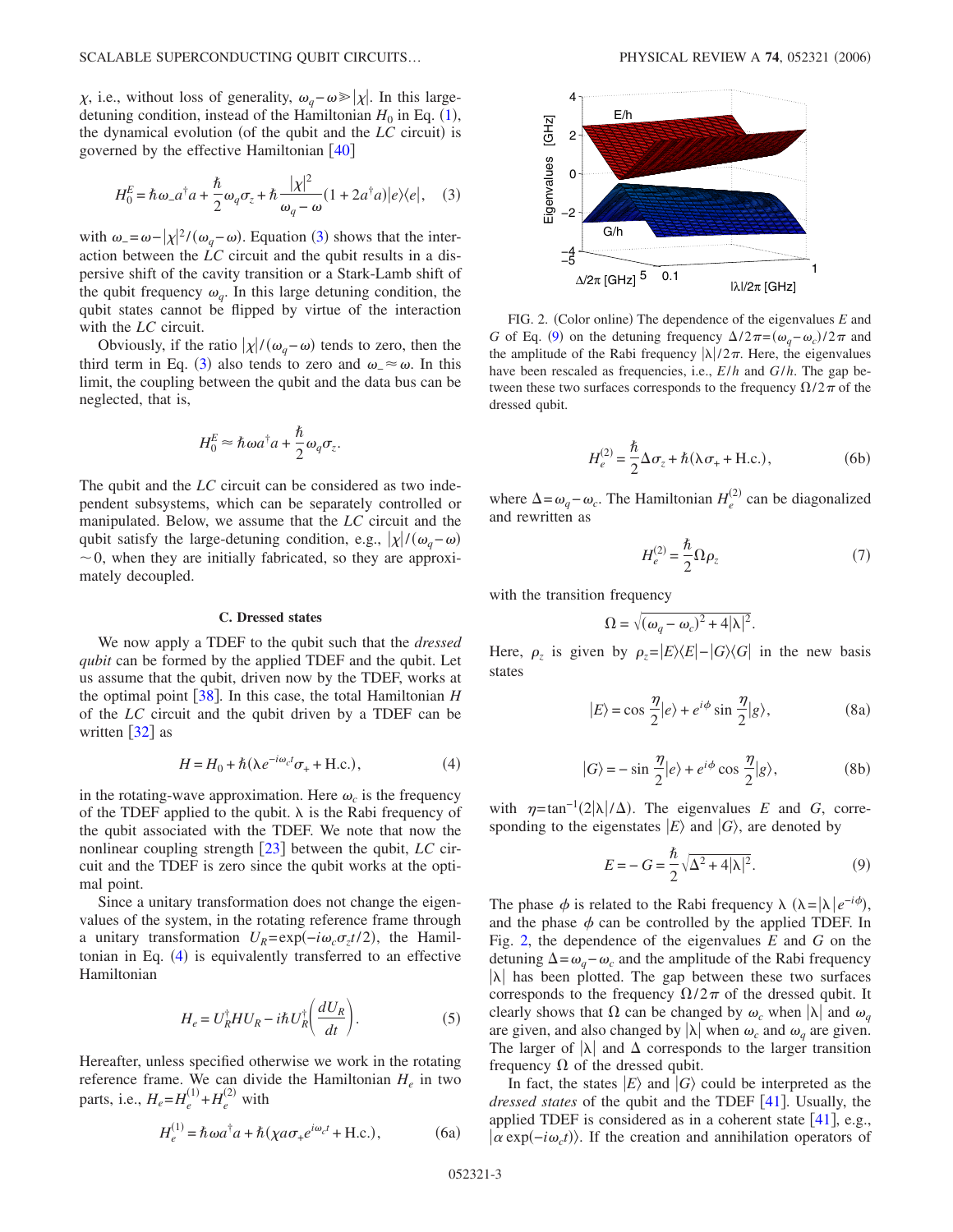$\chi$, i.e., without loss of generality, $\omega_q - \omega \gg |\chi|$. In this large-detuning condition, instead of the Hamiltonian $H_0$ in Eq. (1), the dynamical evolution (of the qubit and the $LC$ circuit) is governed by the effective Hamiltonian [40]

$$H_0^E = \hbar\omega_- a^\dagger a + \frac{\hbar}{2}\omega_q \sigma_z + \hbar\frac{|\chi|^2}{\omega_q - \omega}(1 + 2a^\dagger a)|e\rangle\langle e|, \quad (3)$$

with $\omega_- = \omega - |\chi|^2/(\omega_q - \omega)$. Equation (3) shows that the interaction between the $LC$ circuit and the qubit results in a dispersive shift of the cavity transition or a Stark-Lamb shift of the qubit frequency $\omega_q$. In this large detuning condition, the qubit states cannot be flipped by virtue of the interaction with the $LC$ circuit.

Obviously, if the ratio $|\chi|/(\omega_q - \omega)$ tends to zero, then the third term in Eq. (3) also tends to zero and $\omega_- \approx \omega$. In this limit, the coupling between the qubit and the data bus can be neglected, that is,

$$H_0^E \approx \hbar\omega a^\dagger a + \frac{\hbar}{2}\omega_q \sigma_z.$$

The qubit and the $LC$ circuit can be considered as two independent subsystems, which can be separately controlled or manipulated. Below, we assume that the $LC$ circuit and the qubit satisfy the large-detuning condition, e.g., $|\chi|/(\omega_q - \omega) \sim 0$, when they are initially fabricated, so they are approximately decoupled.

### C. Dressed states

We now apply a TDEF to the qubit such that the *dressed qubit* can be formed by the applied TDEF and the qubit. Let us assume that the qubit, driven now by the TDEF, works at the optimal point [38]. In this case, the total Hamiltonian $H$ of the $LC$ circuit and the qubit driven by a TDEF can be written [32] as

$$H = H_0 + \hbar(\lambda e^{-i\omega_c t}\sigma_+ + \text{H.c.}), \quad (4)$$

in the rotating-wave approximation. Here $\omega_c$ is the frequency of the TDEF applied to the qubit. $\lambda$ is the Rabi frequency of the qubit associated with the TDEF. We note that now the nonlinear coupling strength [23] between the qubit, $LC$ circuit and the TDEF is zero since the qubit works at the optimal point.

Since a unitary transformation does not change the eigenvalues of the system, in the rotating reference frame through a unitary transformation $U_R = \exp(-i\omega_c \sigma_z t/2)$, the Hamiltonian in Eq. (4) is equivalently transferred to an effective Hamiltonian

$$H_e = U_R^\dagger H U_R - i\hbar U_R^\dagger\left(\frac{dU_R}{dt}\right). \quad (5)$$

Hereafter, unless specified otherwise we work in the rotating reference frame. We can divide the Hamiltonian $H_e$ in two parts, i.e., $H_e = H_e^{(1)} + H_e^{(2)}$ with

$$H_e^{(1)} = \hbar\omega a^\dagger a + \hbar(\chi a \sigma_+ e^{i\omega_c t} + \text{H.c.}), \quad (6a)$$

FIG. 2. (Color online) The dependence of the eigenvalues $E$ and $G$ of Eq. (9) on the detuning frequency $\Delta/2\pi = (\omega_q - \omega_c)/2\pi$ and the amplitude of the Rabi frequency $|\lambda|/2\pi$. Here, the eigenvalues have been rescaled as frequencies, i.e., $E/h$ and $G/h$. The gap between these two surfaces corresponds to the frequency $\Omega/2\pi$ of the dressed qubit.

$$H_e^{(2)} = \frac{\hbar}{2}\Delta\sigma_z + \hbar(\lambda\sigma_+ + \text{H.c.}), \quad (6b)$$

where $\Delta = \omega_q - \omega_c$. The Hamiltonian $H_e^{(2)}$ can be diagonalized and rewritten as

$$H_e^{(2)} = \frac{\hbar}{2}\Omega\rho_z \quad (7)$$

with the transition frequency

$$\Omega = \sqrt{(\omega_q - \omega_c)^2 + 4|\lambda|^2}.$$

Here, $\rho_z$ is given by $\rho_z = |E\rangle\langle E| - |G\rangle\langle G|$ in the new basis states

$$|E\rangle = \cos\frac{\eta}{2}|e\rangle + e^{i\phi}\sin\frac{\eta}{2}|g\rangle, \quad (8a)$$

$$|G\rangle = -\sin\frac{\eta}{2}|e\rangle + e^{i\phi}\cos\frac{\eta}{2}|g\rangle, \quad (8b)$$

with $\eta = \tan^{-1}(2|\lambda|/\Delta)$. The eigenvalues $E$ and $G$, corresponding to the eigenstates $|E\rangle$ and $|G\rangle$, are denoted by

$$E = -G = \frac{\hbar}{2}\sqrt{\Delta^2 + 4|\lambda|^2}. \quad (9)$$

The phase $\phi$ is related to the Rabi frequency $\lambda$ ($\lambda = |\lambda| e^{-i\phi}$), and the phase $\phi$ can be controlled by the applied TDEF. In Fig. 2, the dependence of the eigenvalues $E$ and $G$ on the detuning $\Delta = \omega_q - \omega_c$ and the amplitude of the Rabi frequency $|\lambda|$ has been plotted. The gap between these two surfaces corresponds to the frequency $\Omega/2\pi$ of the dressed qubit. It clearly shows that $\Omega$ can be changed by $\omega_c$ when $|\lambda|$ and $\omega_q$ are given, and also changed by $|\lambda|$ when $\omega_c$ and $\omega_q$ are given. The larger of $|\lambda|$ and $\Delta$ corresponds to the larger transition frequency $\Omega$ of the dressed qubit.

In fact, the states $|E\rangle$ and $|G\rangle$ could be interpreted as the *dressed states* of the qubit and the TDEF [41]. Usually, the applied TDEF is considered as in a coherent state [41], e.g., $|\alpha \exp(-i\omega_c t)\rangle$. If the creation and annihilation operators of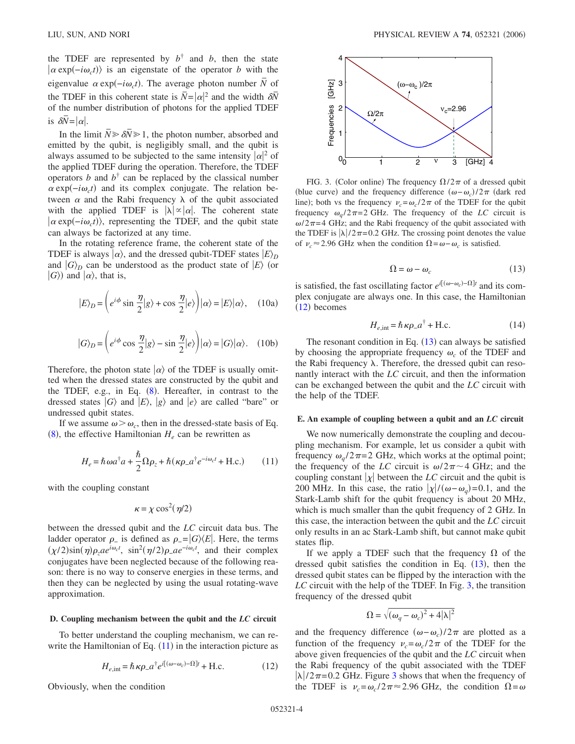the TDEF are represented by $b^\dagger$ and $b$, then the state $|\alpha \exp(-i\omega_c t)\rangle$ is an eigenstate of the operator $b$ with the eigenvalue $\alpha \exp(-i\omega_c t)$. The average photon number $\bar{N}$ of the TDEF in this coherent state is $\bar{N}=|\alpha|^2$ and the width $\delta\bar{N}$ of the number distribution of photons for the applied TDEF is $\delta\bar{N}=|\alpha|$.

In the limit $\bar{N} \gg \delta\bar{N} \gg 1$, the photon number, absorbed and emitted by the qubit, is negligibly small, and the qubit is always assumed to be subjected to the same intensity $|\alpha|^2$ of the applied TDEF during the operation. Therefore, the TDEF operators $b$ and $b^\dagger$ can be replaced by the classical number $\alpha \exp(-i\omega_c t)$ and its complex conjugate. The relation between $\alpha$ and the Rabi frequency $\lambda$ of the qubit associated with the applied TDEF is $|\lambda| \propto |\alpha|$. The coherent state $|\alpha \exp(-i\omega_c t)\rangle$, representing the TDEF, and the qubit state can always be factorized at any time.

In the rotating reference frame, the coherent state of the TDEF is always $|\alpha\rangle$, and the dressed qubit-TDEF states $|E\rangle_D$ and $|G\rangle_D$ can be understood as the product state of $|E\rangle$ (or $|G\rangle$) and $|\alpha\rangle$, that is,

$$|E\rangle_D = \left( e^{i\phi} \sin\frac{\eta}{2}|g\rangle + \cos\frac{\eta}{2}|e\rangle \right)|\alpha\rangle = |E\rangle|\alpha\rangle, \quad \text{(10a)}$$

$$|G\rangle_D = \left( e^{i\phi} \cos\frac{\eta}{2}|g\rangle - \sin\frac{\eta}{2}|e\rangle \right)|\alpha\rangle = |G\rangle|\alpha\rangle. \quad \text{(10b)}$$

Therefore, the photon state $|\alpha\rangle$ of the TDEF is usually omitted when the dressed states are constructed by the qubit and the TDEF, e.g., in Eq. (8). Hereafter, in contrast to the dressed states $|G\rangle$ and $|E\rangle$, $|g\rangle$ and $|e\rangle$ are called "bare" or undressed qubit states.

If we assume $\omega > \omega_c$, then in the dressed-state basis of Eq. (8), the effective Hamiltonian $H_e$ can be rewritten as

$$H_e = \hbar\omega a^\dagger a + \frac{\hbar}{2}\Omega\rho_z + \hbar(\kappa\rho_- a^\dagger e^{-i\omega_c t} + \text{H.c.}) \quad (11)$$

with the coupling constant

$$\kappa = \chi \cos^2(\eta/2)$$

between the dressed qubit and the $LC$ circuit data bus. The ladder operator $\rho_-$ is defined as $\rho_- = |G\rangle\langle E|$. Here, the terms $(\chi/2)\sin(\eta)\rho_z a e^{i\omega_c t}$, $\sin^2(\eta/2)\rho_- a e^{-i\omega_c t}$, and their complex conjugates have been neglected because of the following reason: there is no way to conserve energies in these terms, and then they can be neglected by using the usual rotating-wave approximation.

### D. Coupling mechanism between the qubit and the $LC$ circuit

To better understand the coupling mechanism, we can rewrite the Hamiltonian of Eq. (11) in the interaction picture as

$$H_{e,\text{int}} = \hbar\kappa\rho_- a^\dagger e^{i[(\omega-\omega_c)-\Omega]t} + \text{H.c.} \quad (12)$$

Obviously, when the condition

FIG. 3. (Color online) The frequency $\Omega/2\pi$ of a dressed qubit (blue curve) and the frequency difference $(\omega-\omega_c)/2\pi$ (dark red line); both vs the frequency $\nu_c=\omega_c/2\pi$ of the TDEF for the qubit frequency $\omega_q/2\pi=2$ GHz. The frequency of the $LC$ circuit is $\omega/2\pi=4$ GHz; and the Rabi frequency of the qubit associated with the TDEF is $|\lambda|/2\pi=0.2$ GHz. The crossing point denotes the value of $\nu_c \approx 2.96$ GHz when the condition $\Omega=\omega-\omega_c$ is satisfied.

$$\Omega = \omega - \omega_c \quad (13)$$

is satisfied, the fast oscillating factor $e^{i[(\omega-\omega_c)-\Omega]t}$ and its complex conjugate are always one. In this case, the Hamiltonian (12) becomes

$$H_{e,\text{int}} = \hbar\kappa\rho_- a^\dagger + \text{H.c.} \quad (14)$$

The resonant condition in Eq. (13) can always be satisfied by choosing the appropriate frequency $\omega_c$ of the TDEF and the Rabi frequency $\lambda$. Therefore, the dressed qubit can resonantly interact with the $LC$ circuit, and then the information can be exchanged between the qubit and the $LC$ circuit with the help of the TDEF.

### E. An example of coupling between a qubit and an $LC$ circuit

We now numerically demonstrate the coupling and decoupling mechanism. For example, let us consider a qubit with frequency $\omega_q/2\pi=2$ GHz, which works at the optimal point; the frequency of the $LC$ circuit is $\omega/2\pi \sim 4$ GHz; and the coupling constant $|\chi|$ between the $LC$ circuit and the qubit is 200 MHz. In this case, the ratio $|\chi|/(\omega-\omega_q)=0.1$, and the Stark-Lamb shift for the qubit frequency is about 20 MHz, which is much smaller than the qubit frequency of 2 GHz. In this case, the interaction between the qubit and the $LC$ circuit only results in an ac Stark-Lamb shift, but cannot make qubit states flip.

If we apply a TDEF such that the frequency $\Omega$ of the dressed qubit satisfies the condition in Eq. (13), then the dressed qubit states can be flipped by the interaction with the $LC$ circuit with the help of the TDEF. In Fig. 3, the transition frequency of the dressed qubit

$$\Omega = \sqrt{(\omega_q-\omega_c)^2 + 4|\lambda|^2}$$

and the frequency difference $(\omega-\omega_c)/2\pi$ are plotted as a function of the frequency $\nu_c=\omega_c/2\pi$ of the TDEF for the above given frequencies of the qubit and the $LC$ circuit when the Rabi frequency of the qubit associated with the TDEF $|\lambda|/2\pi=0.2$ GHz. Figure 3 shows that when the frequency of the TDEF is $\nu_c=\omega_c/2\pi \approx 2.96$ GHz, the condition $\Omega=\omega$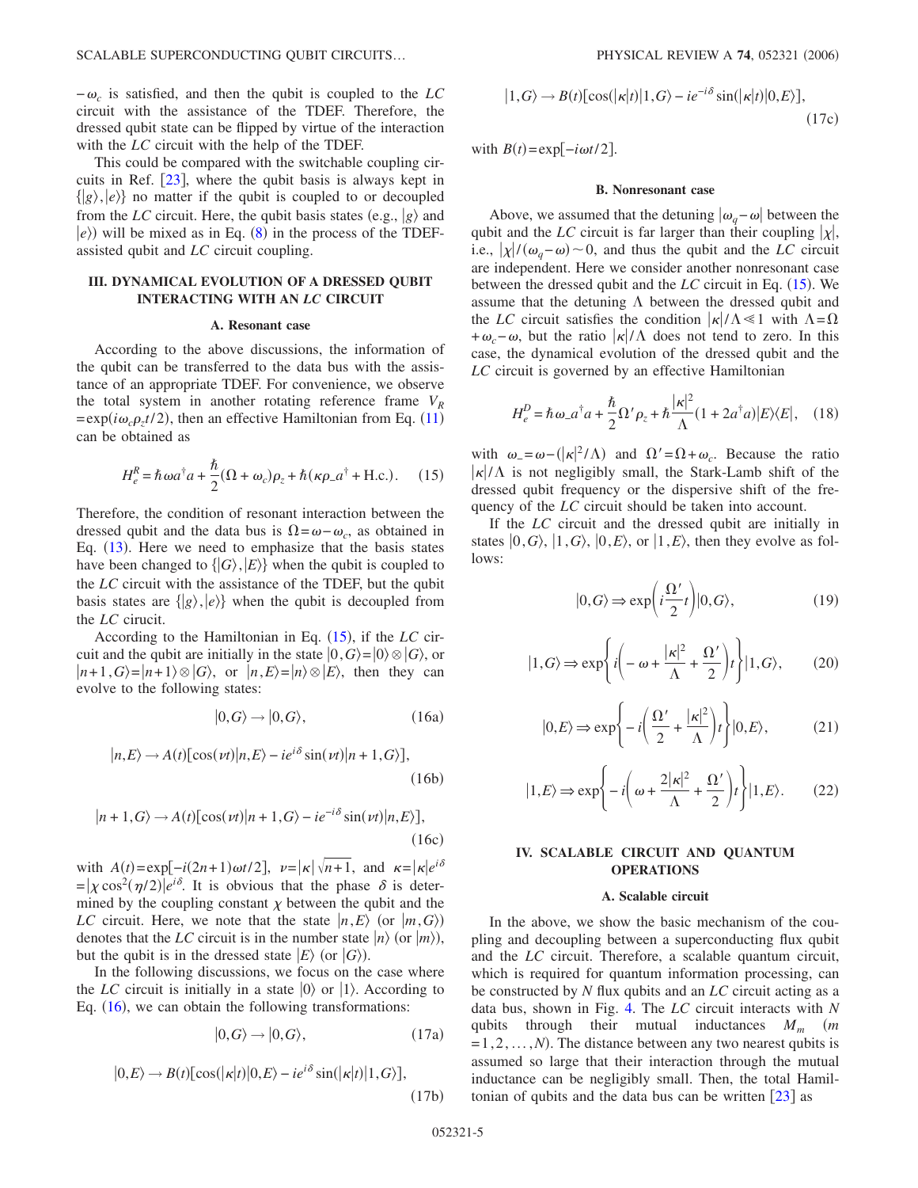$-\omega_c$ is satisfied, and then the qubit is coupled to the $LC$ circuit with the assistance of the TDEF. Therefore, the dressed qubit state can be flipped by virtue of the interaction with the $LC$ circuit with the help of the TDEF.

This could be compared with the switchable coupling circuits in Ref. [23], where the qubit basis is always kept in $\{|g\rangle, |e\rangle\}$ no matter if the qubit is coupled to or decoupled from the $LC$ circuit. Here, the qubit basis states (e.g., $|g\rangle$ and $|e\rangle$) will be mixed as in Eq. (8) in the process of the TDEF-assisted qubit and $LC$ circuit coupling.

## III. DYNAMICAL EVOLUTION OF A DRESSED QUBIT INTERACTING WITH AN LC CIRCUIT

### A. Resonant case

According to the above discussions, the information of the qubit can be transferred to the data bus with the assistance of an appropriate TDEF. For convenience, we observe the total system in another rotating reference frame $V_R = \exp(i\omega_c \rho_z t/2)$, then an effective Hamiltonian from Eq. (11) can be obtained as

$$H_e^R = \hbar\omega a^\dagger a + \frac{\hbar}{2}(\Omega + \omega_c)\rho_z + \hbar(\kappa\rho_- a^\dagger + \text{H.c.}). \quad (15)$$

Therefore, the condition of resonant interaction between the dressed qubit and the data bus is $\Omega = \omega - \omega_c$, as obtained in Eq. (13). Here we need to emphasize that the basis states have been changed to $\{|G\rangle, |E\rangle\}$ when the qubit is coupled to the $LC$ circuit with the assistance of the TDEF, but the qubit basis states are $\{|g\rangle, |e\rangle\}$ when the qubit is decoupled from the $LC$ circuit.

According to the Hamiltonian in Eq. (15), if the $LC$ circuit and the qubit are initially in the state $|0,G\rangle = |0\rangle \otimes |G\rangle$, or $|n+1,G\rangle = |n+1\rangle \otimes |G\rangle$, or $|n,E\rangle = |n\rangle \otimes |E\rangle$, then they can evolve to the following states:

$$|0,G\rangle \rightarrow |0,G\rangle, \quad (16a)$$

$$|n,E\rangle \rightarrow A(t)[\cos(\nu t)|n,E\rangle - ie^{i\delta}\sin(\nu t)|n+1,G\rangle], \quad (16b)$$

$$|n+1,G\rangle \rightarrow A(t)[\cos(\nu t)|n+1,G\rangle - ie^{-i\delta}\sin(\nu t)|n,E\rangle], \quad (16c)$$

with $A(t) = \exp[-i(2n+1)\omega t/2]$, $\nu = |\kappa|\sqrt{n+1}$, and $\kappa = |\kappa|e^{i\delta} = |\chi\cos^2(\eta/2)|e^{i\delta}$. It is obvious that the phase $\delta$ is determined by the coupling constant $\chi$ between the qubit and the $LC$ circuit. Here, we note that the state $|n,E\rangle$ (or $|m,G\rangle$) denotes that the $LC$ circuit is in the number state $|n\rangle$ (or $|m\rangle$), but the qubit is in the dressed state $|E\rangle$ (or $|G\rangle$).

In the following discussions, we focus on the case where the $LC$ circuit is initially in a state $|0\rangle$ or $|1\rangle$. According to Eq. (16), we can obtain the following transformations:

$$|0,G\rangle \rightarrow |0,G\rangle, \quad (17a)$$

$$|0,E\rangle \rightarrow B(t)[\cos(|\kappa|t)|0,E\rangle - ie^{i\delta}\sin(|\kappa|t)|1,G\rangle], \quad (17b)$$

$$|1,G\rangle \rightarrow B(t)[\cos(|\kappa|t)|1,G\rangle - ie^{-i\delta}\sin(|\kappa|t)|0,E\rangle], \quad (17c)$$

with $B(t) = \exp[-i\omega t/2]$.

### B. Nonresonant case

Above, we assumed that the detuning $|\omega_q - \omega|$ between the qubit and the $LC$ circuit is far larger than their coupling $|\chi|$, i.e., $|\chi|/(\omega_q - \omega) \sim 0$, and thus the qubit and the $LC$ circuit are independent. Here we consider another nonresonant case between the dressed qubit and the $LC$ circuit in Eq. (15). We assume that the detuning $\Lambda$ between the dressed qubit and the $LC$ circuit satisfies the condition $|\kappa|/\Lambda \ll 1$ with $\Lambda = \Omega + \omega_c - \omega$, but the ratio $|\kappa|/\Lambda$ does not tend to zero. In this case, the dynamical evolution of the dressed qubit and the $LC$ circuit is governed by an effective Hamiltonian

$$H_e^D = \hbar\omega_- a^\dagger a + \frac{\hbar}{2}\Omega'\rho_z + \hbar\frac{|\kappa|^2}{\Lambda}(1 + 2a^\dagger a)|E\rangle\langle E|, \quad (18)$$

with $\omega_- = \omega - (|\kappa|^2/\Lambda)$ and $\Omega' = \Omega + \omega_c$. Because the ratio $|\kappa|/\Lambda$ is not negligibly small, the Stark-Lamb shift of the dressed qubit frequency or the dispersive shift of the frequency of the $LC$ circuit should be taken into account.

If the $LC$ circuit and the dressed qubit are initially in states $|0,G\rangle$, $|1,G\rangle$, $|0,E\rangle$, or $|1,E\rangle$, then they evolve as follows:

$$|0,G\rangle \Rightarrow \exp\left(i\frac{\Omega'}{2}t\right)|0,G\rangle, \quad (19)$$

$$|1,G\rangle \Rightarrow \exp\left\{i\left(-\omega + \frac{|\kappa|^2}{\Lambda} + \frac{\Omega'}{2}\right)t\right\}|1,G\rangle, \quad (20)$$

$$|0,E\rangle \Rightarrow \exp\left\{-i\left(\frac{\Omega'}{2} + \frac{|\kappa|^2}{\Lambda}\right)t\right\}|0,E\rangle, \quad (21)$$

$$|1,E\rangle \Rightarrow \exp\left\{-i\left(\omega + \frac{2|\kappa|^2}{\Lambda} + \frac{\Omega'}{2}\right)t\right\}|1,E\rangle. \quad (22)$$

## IV. SCALABLE CIRCUIT AND QUANTUM OPERATIONS

### A. Scalable circuit

In the above, we show the basic mechanism of the coupling and decoupling between a superconducting flux qubit and the $LC$ circuit. Therefore, a scalable quantum circuit, which is required for quantum information processing, can be constructed by $N$ flux qubits and an $LC$ circuit acting as a data bus, shown in Fig. 4. The $LC$ circuit interacts with $N$ qubits through their mutual inductances $M_m$ ($m = 1, 2, \ldots, N$). The distance between any two nearest qubits is assumed so large that their interaction through the mutual inductance can be negligibly small. Then, the total Hamiltonian of qubits and the data bus can be written [23] as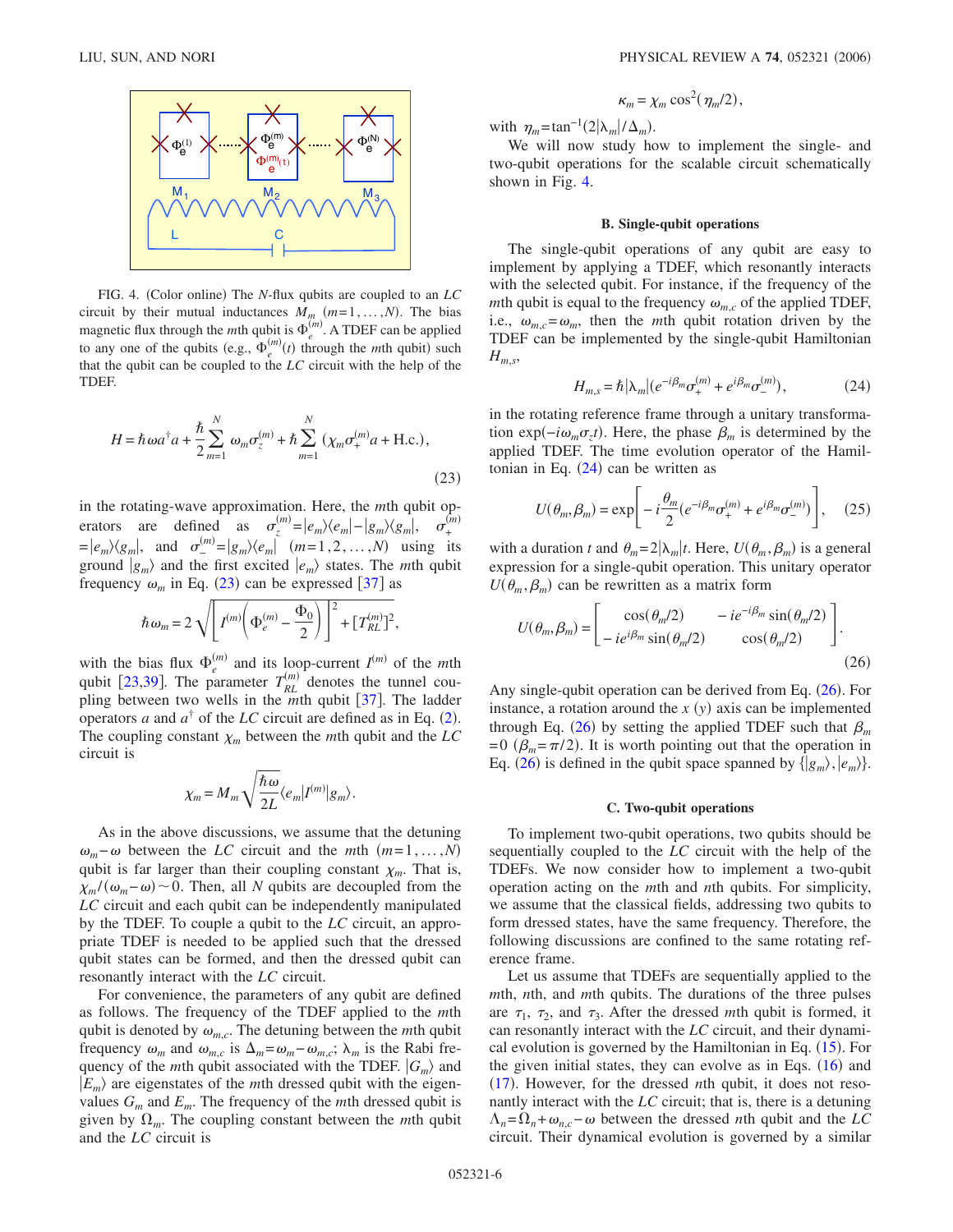FIG. 4. (Color online) The $N$-flux qubits are coupled to an $LC$ circuit by their mutual inductances $M_m$ $(m=1,\ldots,N)$. The bias magnetic flux through the $m$th qubit is $\Phi_e^{(m)}$. A TDEF can be applied to any one of the qubits (e.g., $\Phi_e^{(m)}(t)$ through the $m$th qubit) such that the qubit can be coupled to the $LC$ circuit with the help of the TDEF.

$$H = \hbar\omega a^{\dagger}a + \frac{\hbar}{2}\sum_{m=1}^{N}\omega_m\sigma_z^{(m)} + \hbar\sum_{m=1}^{N}(\chi_m\sigma_+^{(m)}a + \text{H.c.}), \tag{23}$$

in the rotating-wave approximation. Here, the $m$th qubit operators are defined as $\sigma_z^{(m)}=|e_m\rangle\langle e_m|-|g_m\rangle\langle g_m|$, $\sigma_+^{(m)}=|e_m\rangle\langle g_m|$, and $\sigma_-^{(m)}=|g_m\rangle\langle e_m|$ $(m=1,2,\ldots,N)$ using its ground $|g_m\rangle$ and the first excited $|e_m\rangle$ states. The $m$th qubit frequency $\omega_m$ in Eq. (23) can be expressed [37] as

$$\hbar\omega_m = 2\sqrt{\left[I^{(m)}\left(\Phi_e^{(m)}-\frac{\Phi_0}{2}\right)\right]^2 + [T_{RL}^{(m)}]^2},$$

with the bias flux $\Phi_e^{(m)}$ and its loop-current $I^{(m)}$ of the $m$th qubit [23,39]. The parameter $T_{RL}^{(m)}$ denotes the tunnel coupling between two wells in the $m$th qubit [37]. The ladder operators $a$ and $a^{\dagger}$ of the $LC$ circuit are defined as in Eq. (2). The coupling constant $\chi_m$ between the $m$th qubit and the $LC$ circuit is

$$\chi_m = M_m\sqrt{\frac{\hbar\omega}{2L}}\langle e_m|I^{(m)}|g_m\rangle.$$

As in the above discussions, we assume that the detuning $\omega_m-\omega$ between the $LC$ circuit and the $m$th $(m=1,\ldots,N)$ qubit is far larger than their coupling constant $\chi_m$. That is, $\chi_m/(\omega_m-\omega)\sim 0$. Then, all $N$ qubits are decoupled from the $LC$ circuit and each qubit can be independently manipulated by the TDEF. To couple a qubit to the $LC$ circuit, an appropriate TDEF is needed to be applied such that the dressed qubit states can be formed, and then the dressed qubit can resonantly interact with the $LC$ circuit.

For convenience, the parameters of any qubit are defined as follows. The frequency of the TDEF applied to the $m$th qubit is denoted by $\omega_{m,c}$. The detuning between the $m$th qubit frequency $\omega_m$ and $\omega_{m,c}$ is $\Delta_m=\omega_m-\omega_{m,c}$; $\lambda_m$ is the Rabi frequency of the $m$th qubit associated with the TDEF. $|G_m\rangle$ and $|E_m\rangle$ are eigenstates of the $m$th dressed qubit with the eigenvalues $G_m$ and $E_m$. The frequency of the $m$th dressed qubit is given by $\Omega_m$. The coupling constant between the $m$th qubit and the $LC$ circuit is

$$\kappa_m = \chi_m\cos^2(\eta_m/2),$$

with $\eta_m=\tan^{-1}(2|\lambda_m|/\Delta_m)$.

We will now study how to implement the single- and two-qubit operations for the scalable circuit schematically shown in Fig. 4.

### B. Single-qubit operations

The single-qubit operations of any qubit are easy to implement by applying a TDEF, which resonantly interacts with the selected qubit. For instance, if the frequency of the $m$th qubit is equal to the frequency $\omega_{m,c}$ of the applied TDEF, i.e., $\omega_{m,c}=\omega_m$, then the $m$th qubit rotation driven by the TDEF can be implemented by the single-qubit Hamiltonian $H_{m,s}$,

$$H_{m,s} = \hbar|\lambda_m|(e^{-i\beta_m}\sigma_+^{(m)} + e^{i\beta_m}\sigma_-^{(m)}), \tag{24}$$

in the rotating reference frame through a unitary transformation $\exp(-i\omega_m\sigma_z t)$. Here, the phase $\beta_m$ is determined by the applied TDEF. The time evolution operator of the Hamiltonian in Eq. (24) can be written as

$$U(\theta_m,\beta_m) = \exp\left[-i\frac{\theta_m}{2}(e^{-i\beta_m}\sigma_+^{(m)} + e^{i\beta_m}\sigma_-^{(m)})\right], \tag{25}$$

with a duration $t$ and $\theta_m=2|\lambda_m|t$. Here, $U(\theta_m,\beta_m)$ is a general expression for a single-qubit operation. This unitary operator $U(\theta_m,\beta_m)$ can be rewritten as a matrix form

$$U(\theta_m,\beta_m) = \begin{bmatrix} \cos(\theta_m/2) & -ie^{-i\beta_m}\sin(\theta_m/2) \\ -ie^{i\beta_m}\sin(\theta_m/2) & \cos(\theta_m/2) \end{bmatrix}. \tag{26}$$

Any single-qubit operation can be derived from Eq. (26). For instance, a rotation around the $x$ ($y$) axis can be implemented through Eq. (26) by setting the applied TDEF such that $\beta_m=0$ ($\beta_m=\pi/2$). It is worth pointing out that the operation in Eq. (26) is defined in the qubit space spanned by $\{|g_m\rangle,|e_m\rangle\}$.

### C. Two-qubit operations

To implement two-qubit operations, two qubits should be sequentially coupled to the $LC$ circuit with the help of the TDEFs. We now consider how to implement a two-qubit operation acting on the $m$th and $n$th qubits. For simplicity, we assume that the classical fields, addressing two qubits to form dressed states, have the same frequency. Therefore, the following discussions are confined to the same rotating reference frame.

Let us assume that TDEFs are sequentially applied to the $m$th, $n$th, and $m$th qubits. The durations of the three pulses are $\tau_1$, $\tau_2$, and $\tau_3$. After the dressed $m$th qubit is formed, it can resonantly interact with the $LC$ circuit, and their dynamical evolution is governed by the Hamiltonian in Eq. (15). For the given initial states, they can evolve as in Eqs. (16) and (17). However, for the dressed $n$th qubit, it does not resonantly interact with the $LC$ circuit; that is, there is a detuning $\Lambda_n=\Omega_n+\omega_{n,c}-\omega$ between the dressed $n$th qubit and the $LC$ circuit. Their dynamical evolution is governed by a similar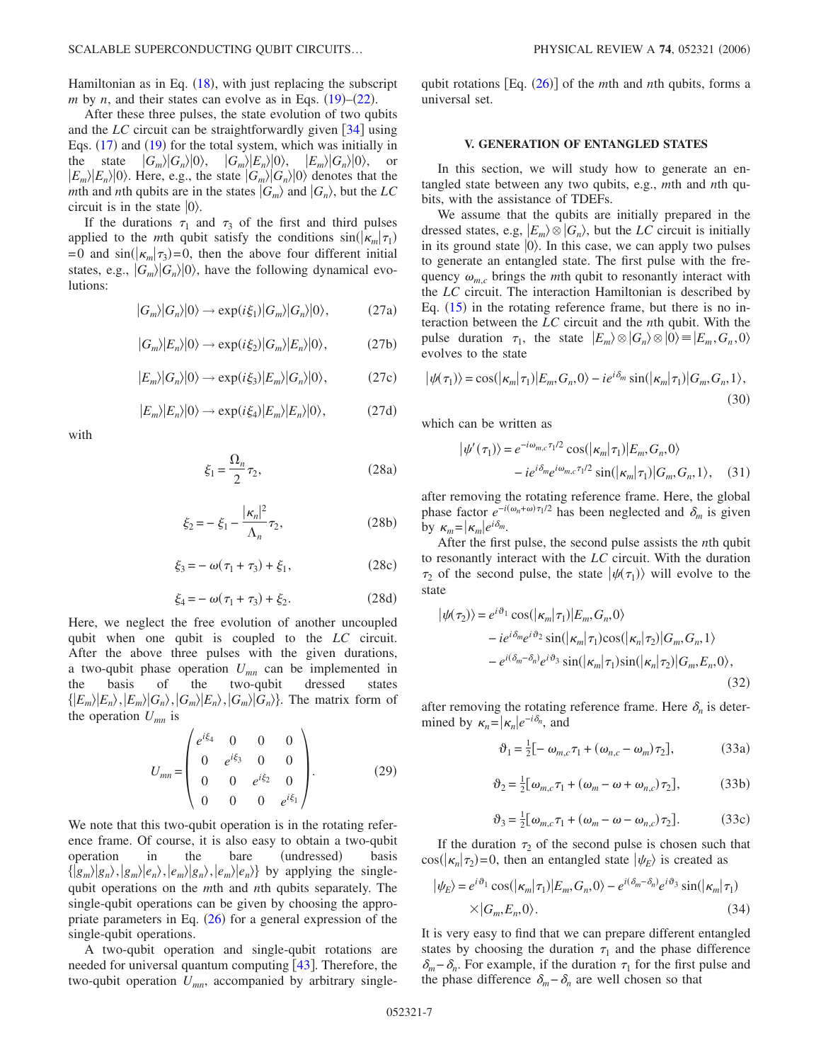Hamiltonian as in Eq. (18), with just replacing the subscript $m$ by $n$, and their states can evolve as in Eqs. (19)–(22).

After these three pulses, the state evolution of two qubits and the $LC$ circuit can be straightforwardly given [34] using Eqs. (17) and (19) for the total system, which was initially in the state $|G_m\rangle|G_n\rangle|0\rangle$, $|G_m\rangle|E_n\rangle|0\rangle$, $|E_m\rangle|G_n\rangle|0\rangle$, or $|E_m\rangle|E_n\rangle|0\rangle$. Here, e.g., the state $|G_m\rangle|G_n\rangle|0\rangle$ denotes that the $m$th and $n$th qubits are in the states $|G_m\rangle$ and $|G_n\rangle$, but the $LC$ circuit is in the state $|0\rangle$.

If the durations $\tau_1$ and $\tau_3$ of the first and third pulses applied to the $m$th qubit satisfy the conditions $\sin(|\kappa_m|\tau_1)=0$ and $\sin(|\kappa_m|\tau_3)=0$, then the above four different initial states, e.g., $|G_m\rangle|G_n\rangle|0\rangle$, have the following dynamical evolutions:

$$|G_m\rangle|G_n\rangle|0\rangle \rightarrow \exp(i\xi_1)|G_m\rangle|G_n\rangle|0\rangle, \tag{27a}$$

$$|G_m\rangle|E_n\rangle|0\rangle \rightarrow \exp(i\xi_2)|G_m\rangle|E_n\rangle|0\rangle, \tag{27b}$$

$$|E_m\rangle|G_n\rangle|0\rangle \rightarrow \exp(i\xi_3)|E_m\rangle|G_n\rangle|0\rangle, \tag{27c}$$

$$|E_m\rangle|E_n\rangle|0\rangle \rightarrow \exp(i\xi_4)|E_m\rangle|E_n\rangle|0\rangle, \tag{27d}$$

with

$$\xi_1 = \frac{\Omega_n}{2}\tau_2, \tag{28a}$$

$$\xi_2 = -\xi_1 - \frac{|\kappa_n|^2}{\Lambda_n}\tau_2, \tag{28b}$$

$$\xi_3 = -\omega(\tau_1+\tau_3) + \xi_1, \tag{28c}$$

$$\xi_4 = -\omega(\tau_1+\tau_3) + \xi_2. \tag{28d}$$

Here, we neglect the free evolution of another uncoupled qubit when one qubit is coupled to the $LC$ circuit. After the above three pulses with the given durations, a two-qubit phase operation $U_{mn}$ can be implemented in the basis of the two-qubit dressed states $\{|E_m\rangle|E_n\rangle, |E_m\rangle|G_n\rangle, |G_m\rangle|E_n\rangle, |G_m\rangle|G_n\rangle\}$. The matrix form of the operation $U_{mn}$ is

$$U_{mn} = \begin{pmatrix} e^{i\xi_4} & 0 & 0 & 0 \\ 0 & e^{i\xi_3} & 0 & 0 \\ 0 & 0 & e^{i\xi_2} & 0 \\ 0 & 0 & 0 & e^{i\xi_1} \end{pmatrix}. \tag{29}$$

We note that this two-qubit operation is in the rotating reference frame. Of course, it is also easy to obtain a two-qubit operation in the bare (undressed) basis $\{|g_m\rangle|g_n\rangle, |g_m\rangle|e_n\rangle, |e_m\rangle|g_n\rangle, |e_m\rangle|e_n\rangle\}$ by applying the single-qubit operations on the $m$th and $n$th qubits separately. The single-qubit operations can be given by choosing the appropriate parameters in Eq. (26) for a general expression of the single-qubit operations.

A two-qubit operation and single-qubit rotations are needed for universal quantum computing [43]. Therefore, the two-qubit operation $U_{mn}$, accompanied by arbitrary single-qubit rotations [Eq. (26)] of the $m$th and $n$th qubits, forms a universal set.

## V. GENERATION OF ENTANGLED STATES

In this section, we will study how to generate an entangled state between any two qubits, e.g., $m$th and $n$th qubits, with the assistance of TDEFs.

We assume that the qubits are initially prepared in the dressed states, e.g, $|E_m\rangle \otimes |G_n\rangle$, but the $LC$ circuit is initially in its ground state $|0\rangle$. In this case, we can apply two pulses to generate an entangled state. The first pulse with the frequency $\omega_{m,c}$ brings the $m$th qubit to resonantly interact with the $LC$ circuit. The interaction Hamiltonian is described by Eq. (15) in the rotating reference frame, but there is no interaction between the $LC$ circuit and the $n$th qubit. With the pulse duration $\tau_1$, the state $|E_m\rangle \otimes |G_n\rangle \otimes |0\rangle \equiv |E_m, G_n, 0\rangle$ evolves to the state

$$|\psi(\tau_1)\rangle = \cos(|\kappa_m|\tau_1)|E_m,G_n,0\rangle - ie^{i\delta_m}\sin(|\kappa_m|\tau_1)|G_m,G_n,1\rangle, \tag{30}$$

which can be written as

$$\begin{aligned}|\psi'(\tau_1)\rangle = {}& e^{-i\omega_{m,c}\tau_1/2}\cos(|\kappa_m|\tau_1)|E_m,G_n,0\rangle \\ &- ie^{i\delta_m}e^{i\omega_{m,c}\tau_1/2}\sin(|\kappa_m|\tau_1)|G_m,G_n,1\rangle,\end{aligned} \tag{31}$$

after removing the rotating reference frame. Here, the global phase factor $e^{-i(\omega_n+\omega)\tau_1/2}$ has been neglected and $\delta_m$ is given by $\kappa_m = |\kappa_m|e^{i\delta_m}$.

After the first pulse, the second pulse assists the $n$th qubit to resonantly interact with the $LC$ circuit. With the duration $\tau_2$ of the second pulse, the state $|\psi(\tau_1)\rangle$ will evolve to the state

$$\begin{aligned}|\psi(\tau_2)\rangle = {}& e^{i\vartheta_1}\cos(|\kappa_m|\tau_1)|E_m,G_n,0\rangle \\ &- ie^{i\delta_m}e^{i\vartheta_2}\sin(|\kappa_m|\tau_1)\cos(|\kappa_n|\tau_2)|G_m,G_n,1\rangle \\ &- e^{i(\delta_m-\delta_n)}e^{i\vartheta_3}\sin(|\kappa_m|\tau_1)\sin(|\kappa_n|\tau_2)|G_m,E_n,0\rangle,\end{aligned} \tag{32}$$

after removing the rotating reference frame. Here $\delta_n$ is determined by $\kappa_n = |\kappa_n|e^{-i\delta_n}$, and

$$\vartheta_1 = \tfrac{1}{2}[-\omega_{m,c}\tau_1 + (\omega_{n,c}-\omega_m)\tau_2], \tag{33a}$$

$$\vartheta_2 = \tfrac{1}{2}[\omega_{m,c}\tau_1 + (\omega_m - \omega + \omega_{n,c})\tau_2], \tag{33b}$$

$$\vartheta_3 = \tfrac{1}{2}[\omega_{m,c}\tau_1 + (\omega_m - \omega - \omega_{n,c})\tau_2]. \tag{33c}$$

If the duration $\tau_2$ of the second pulse is chosen such that $\cos(|\kappa_n|\tau_2)=0$, then an entangled state $|\psi_E\rangle$ is created as

$$\begin{aligned}|\psi_E\rangle = {}& e^{i\vartheta_1}\cos(|\kappa_m|\tau_1)|E_m,G_n,0\rangle - e^{i(\delta_m-\delta_n)}e^{i\vartheta_3}\sin(|\kappa_m|\tau_1) \\ &\times|G_m,E_n,0\rangle.\end{aligned} \tag{34}$$

It is very easy to find that we can prepare different entangled states by choosing the duration $\tau_1$ and the phase difference $\delta_m-\delta_n$. For example, if the duration $\tau_1$ for the first pulse and the phase difference $\delta_m-\delta_n$ are well chosen so that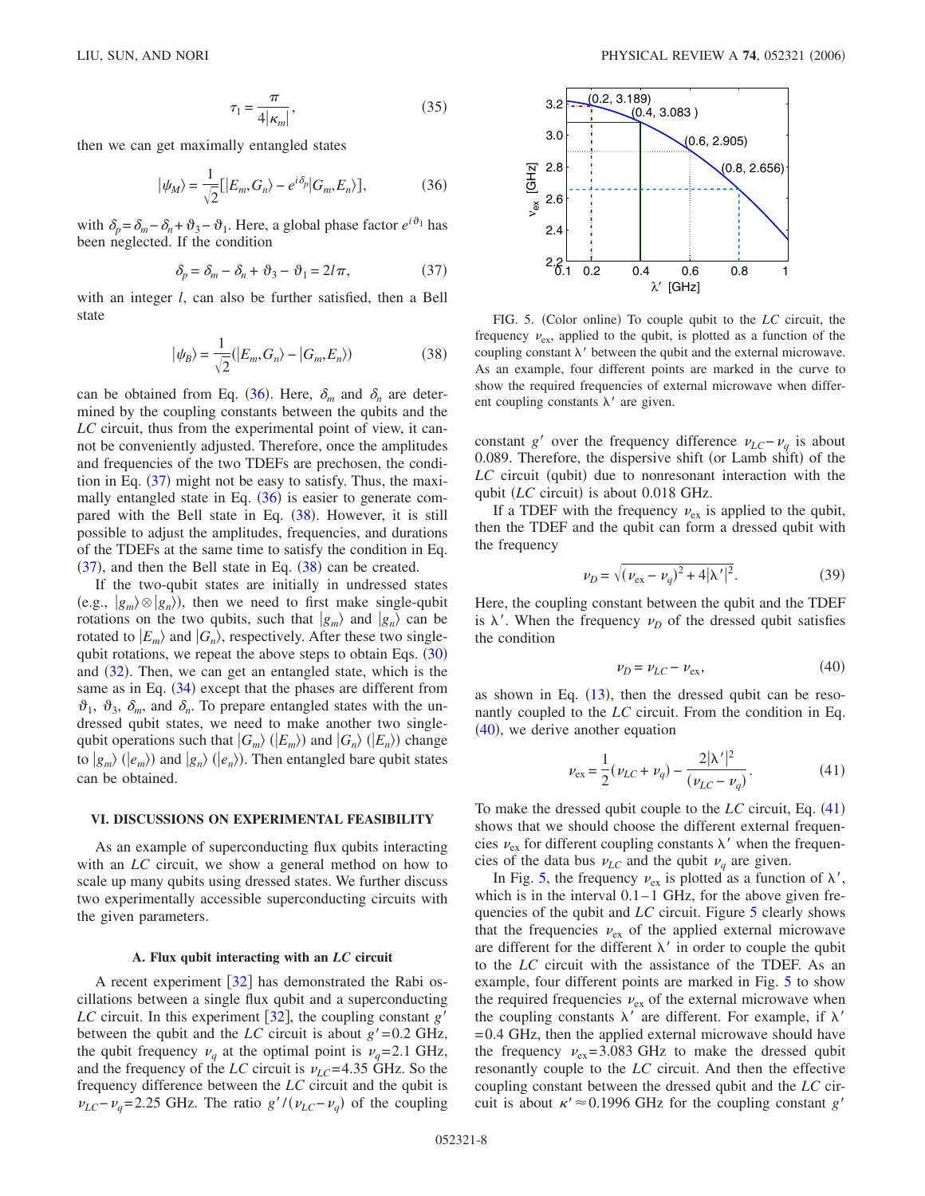$$\tau_1 = \frac{\pi}{4|\kappa_m|}, \tag{35}$$

then we can get maximally entangled states

$$|\psi_M\rangle = \frac{1}{\sqrt{2}}[|E_m, G_n\rangle - e^{i\delta_p}|G_m, E_n\rangle], \tag{36}$$

with $\delta_p = \delta_m - \delta_n + \vartheta_3 - \vartheta_1$. Here, a global phase factor $e^{i\vartheta_1}$ has been neglected. If the condition

$$\delta_p = \delta_m - \delta_n + \vartheta_3 - \vartheta_1 = 2l\pi, \tag{37}$$

with an integer $l$, can also be further satisfied, then a Bell state

$$|\psi_B\rangle = \frac{1}{\sqrt{2}}(|E_m, G_n\rangle - |G_m, E_n\rangle) \tag{38}$$

can be obtained from Eq. (36). Here, $\delta_m$ and $\delta_n$ are determined by the coupling constants between the qubits and the $LC$ circuit, thus from the experimental point of view, it cannot be conveniently adjusted. Therefore, once the amplitudes and frequencies of the two TDEFs are prechosen, the condition in Eq. (37) might not be easy to satisfy. Thus, the maximally entangled state in Eq. (36) is easier to generate compared with the Bell state in Eq. (38). However, it is still possible to adjust the amplitudes, frequencies, and durations of the TDEFs at the same time to satisfy the condition in Eq. (37), and then the Bell state in Eq. (38) can be created.

If the two-qubit states are initially in undressed states (e.g., $|g_m\rangle \otimes |g_n\rangle$), then we need to first make single-qubit rotations on the two qubits, such that $|g_m\rangle$ and $|g_n\rangle$ can be rotated to $|E_m\rangle$ and $|G_n\rangle$, respectively. After these two single-qubit rotations, we repeat the above steps to obtain Eqs. (30) and (32). Then, we can get an entangled state, which is the same as in Eq. (34) except that the phases are different from $\vartheta_1$, $\vartheta_3$, $\delta_m$, and $\delta_n$. To prepare entangled states with the undressed qubit states, we need to make another two single-qubit operations such that $|G_m\rangle$ ($|E_m\rangle$) and $|G_n\rangle$ ($|E_n\rangle$) change to $|g_m\rangle$ ($|e_m\rangle$) and $|g_n\rangle$ ($|e_n\rangle$). Then entangled bare qubit states can be obtained.

## VI. DISCUSSIONS ON EXPERIMENTAL FEASIBILITY

As an example of superconducting flux qubits interacting with an $LC$ circuit, we show a general method on how to scale up many qubits using dressed states. We further discuss two experimentally accessible superconducting circuits with the given parameters.

### A. Flux qubit interacting with an $LC$ circuit

A recent experiment [32] has demonstrated the Rabi oscillations between a single flux qubit and a superconducting $LC$ circuit. In this experiment [32], the coupling constant $g'$ between the qubit and the $LC$ circuit is about $g'=0.2$ GHz, the qubit frequency $\nu_q$ at the optimal point is $\nu_q=2.1$ GHz, and the frequency of the $LC$ circuit is $\nu_{LC}=4.35$ GHz. So the frequency difference between the $LC$ circuit and the qubit is $\nu_{LC}-\nu_q=2.25$ GHz. The ratio $g'/(\nu_{LC}-\nu_q)$ of the coupling constant $g'$ over the frequency difference $\nu_{LC}-\nu_q$ is about 0.089. Therefore, the dispersive shift (or Lamb shift) of the $LC$ circuit (qubit) due to nonresonant interaction with the qubit ($LC$ circuit) is about 0.018 GHz.

FIG. 5. (Color online) To couple qubit to the $LC$ circuit, the frequency $\nu_{ex}$, applied to the qubit, is plotted as a function of the coupling constant $\lambda'$ between the qubit and the external microwave. As an example, four different points are marked in the curve to show the required frequencies of external microwave when different coupling constants $\lambda'$ are given.

If a TDEF with the frequency $\nu_{ex}$ is applied to the qubit, then the TDEF and the qubit can form a dressed qubit with the frequency

$$\nu_D = \sqrt{(\nu_{ex}-\nu_q)^2 + 4|\lambda'|^2}. \tag{39}$$

Here, the coupling constant between the qubit and the TDEF is $\lambda'$. When the frequency $\nu_D$ of the dressed qubit satisfies the condition

$$\nu_D = \nu_{LC} - \nu_{ex}, \tag{40}$$

as shown in Eq. (13), then the dressed qubit can be resonantly coupled to the $LC$ circuit. From the condition in Eq. (40), we derive another equation

$$\nu_{ex} = \frac{1}{2}(\nu_{LC}+\nu_q) - \frac{2|\lambda'|^2}{(\nu_{LC}-\nu_q)}. \tag{41}$$

To make the dressed qubit couple to the $LC$ circuit, Eq. (41) shows that we should choose the different external frequencies $\nu_{ex}$ for different coupling constants $\lambda'$ when the frequencies of the data bus $\nu_{LC}$ and the qubit $\nu_q$ are given.

In Fig. 5, the frequency $\nu_{ex}$ is plotted as a function of $\lambda'$, which is in the interval 0.1–1 GHz, for the above given frequencies of the qubit and $LC$ circuit. Figure 5 clearly shows that the frequencies $\nu_{ex}$ of the applied external microwave are different for the different $\lambda'$ in order to couple the qubit to the $LC$ circuit with the assistance of the TDEF. As an example, four different points are marked in Fig. 5 to show the required frequencies $\nu_{ex}$ of the external microwave when the coupling constants $\lambda'$ are different. For example, if $\lambda'=0.4$ GHz, then the applied external microwave should have the frequency $\nu_{ex}=3.083$ GHz to make the dressed qubit resonantly couple to the $LC$ circuit. And then the effective coupling constant between the dressed qubit and the $LC$ circuit is about $\kappa' \approx 0.1996$ GHz for the coupling constant $g'$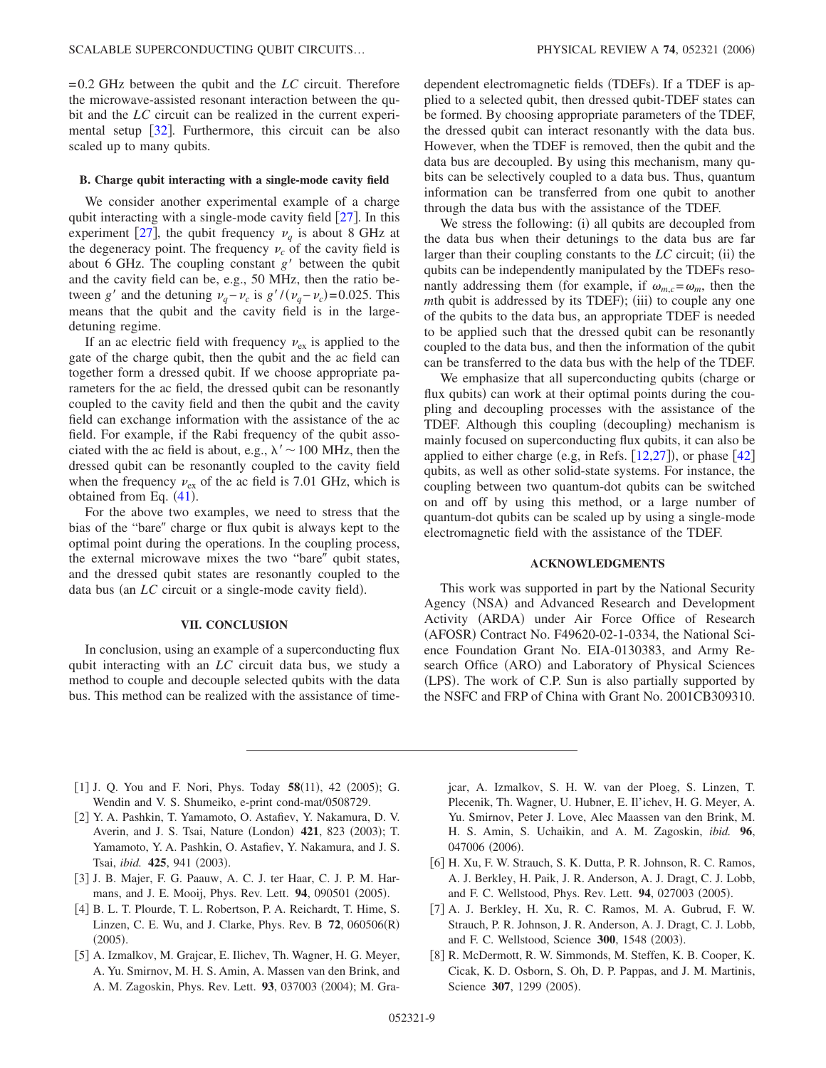=0.2 GHz between the qubit and the $LC$ circuit. Therefore the microwave-assisted resonant interaction between the qubit and the $LC$ circuit can be realized in the current experimental setup [32]. Furthermore, this circuit can be also scaled up to many qubits.

### B. Charge qubit interacting with a single-mode cavity field

We consider another experimental example of a charge qubit interacting with a single-mode cavity field [27]. In this experiment [27], the qubit frequency $\nu_q$ is about 8 GHz at the degeneracy point. The frequency $\nu_c$ of the cavity field is about 6 GHz. The coupling constant $g'$ between the qubit and the cavity field can be, e.g., 50 MHz, then the ratio between $g'$ and the detuning $\nu_q - \nu_c$ is $g'/(\nu_q - \nu_c) = 0.025$. This means that the qubit and the cavity field is in the large-detuning regime.

If an ac electric field with frequency $\nu_{\rm ex}$ is applied to the gate of the charge qubit, then the qubit and the ac field can together form a dressed qubit. If we choose appropriate parameters for the ac field, the dressed qubit can be resonantly coupled to the cavity field and then the qubit and the cavity field can exchange information with the assistance of the ac field. For example, if the Rabi frequency of the qubit associated with the ac field is about, e.g., $\lambda' \sim 100$ MHz, then the dressed qubit can be resonantly coupled to the cavity field when the frequency $\nu_{\rm ex}$ of the ac field is 7.01 GHz, which is obtained from Eq. (41).

For the above two examples, we need to stress that the bias of the "bare" charge or flux qubit is always kept to the optimal point during the operations. In the coupling process, the external microwave mixes the two "bare" qubit states, and the dressed qubit states are resonantly coupled to the data bus (an $LC$ circuit or a single-mode cavity field).

## VII. CONCLUSION

In conclusion, using an example of a superconducting flux qubit interacting with an $LC$ circuit data bus, we study a method to couple and decouple selected qubits with the data bus. This method can be realized with the assistance of time-dependent electromagnetic fields (TDEFs). If a TDEF is applied to a selected qubit, then dressed qubit-TDEF states can be formed. By choosing appropriate parameters of the TDEF, the dressed qubit can interact resonantly with the data bus. However, when the TDEF is removed, then the qubit and the data bus are decoupled. By using this mechanism, many qubits can be selectively coupled to a data bus. Thus, quantum information can be transferred from one qubit to another through the data bus with the assistance of the TDEF.

We stress the following: (i) all qubits are decoupled from the data bus when their detunings to the data bus are far larger than their coupling constants to the $LC$ circuit; (ii) the qubits can be independently manipulated by the TDEFs resonantly addressing them (for example, if $\omega_{m,c} = \omega_m$, then the $m$th qubit is addressed by its TDEF); (iii) to couple any one of the qubits to the data bus, an appropriate TDEF is needed to be applied such that the dressed qubit can be resonantly coupled to the data bus, and then the information of the qubit can be transferred to the data bus with the help of the TDEF.

We emphasize that all superconducting qubits (charge or flux qubits) can work at their optimal points during the coupling and decoupling processes with the assistance of the TDEF. Although this coupling (decoupling) mechanism is mainly focused on superconducting flux qubits, it can also be applied to either charge (e.g, in Refs. [12,27]), or phase [42] qubits, as well as other solid-state systems. For instance, the coupling between two quantum-dot qubits can be switched on and off by using this method, or a large number of quantum-dot qubits can be scaled up by using a single-mode electromagnetic field with the assistance of the TDEF.

## ACKNOWLEDGMENTS

This work was supported in part by the National Security Agency (NSA) and Advanced Research and Development Activity (ARDA) under Air Force Office of Research (AFOSR) Contract No. F49620-02-1-0334, the National Science Foundation Grant No. EIA-0130383, and Army Research Office (ARO) and Laboratory of Physical Sciences (LPS). The work of C.P. Sun is also partially supported by the NSFC and FRP of China with Grant No. 2001CB309310.

---

[1] J. Q. You and F. Nori, Phys. Today **58**(11), 42 (2005); G. Wendin and V. S. Shumeiko, e-print cond-mat/0508729.

[2] Y. A. Pashkin, T. Yamamoto, O. Astafiev, Y. Nakamura, D. V. Averin, and J. S. Tsai, Nature (London) **421**, 823 (2003); T. Yamamoto, Y. A. Pashkin, O. Astafiev, Y. Nakamura, and J. S. Tsai, *ibid.* **425**, 941 (2003).

[3] J. B. Majer, F. G. Paauw, A. C. J. ter Haar, C. J. P. M. Harmans, and J. E. Mooij, Phys. Rev. Lett. **94**, 090501 (2005).

[4] B. L. T. Plourde, T. L. Robertson, P. A. Reichardt, T. Hime, S. Linzen, C. E. Wu, and J. Clarke, Phys. Rev. B **72**, 060506(R) (2005).

[5] A. Izmalkov, M. Grajcar, E. Ilichev, Th. Wagner, H. G. Meyer, A. Yu. Smirnov, M. H. S. Amin, A. Massen van den Brink, and A. M. Zagoskin, Phys. Rev. Lett. **93**, 037003 (2004); M. Grajcar, A. Izmalkov, S. H. W. van der Ploeg, S. Linzen, T. Plecenik, Th. Wagner, U. Hubner, E. Il'ichev, H. G. Meyer, A. Yu. Smirnov, Peter J. Love, Alec Maassen van den Brink, M. H. S. Amin, S. Uchaikin, and A. M. Zagoskin, *ibid.* **96**, 047006 (2006).

[6] H. Xu, F. W. Strauch, S. K. Dutta, P. R. Johnson, R. C. Ramos, A. J. Berkley, H. Paik, J. R. Anderson, A. J. Dragt, C. J. Lobb, and F. C. Wellstood, Phys. Rev. Lett. **94**, 027003 (2005).

[7] A. J. Berkley, H. Xu, R. C. Ramos, M. A. Gubrud, F. W. Strauch, P. R. Johnson, J. R. Anderson, A. J. Dragt, C. J. Lobb, and F. C. Wellstood, Science **300**, 1548 (2003).

[8] R. McDermott, R. W. Simmonds, M. Steffen, K. B. Cooper, K. Cicak, K. D. Osborn, S. Oh, D. P. Pappas, and J. M. Martinis, Science **307**, 1299 (2005).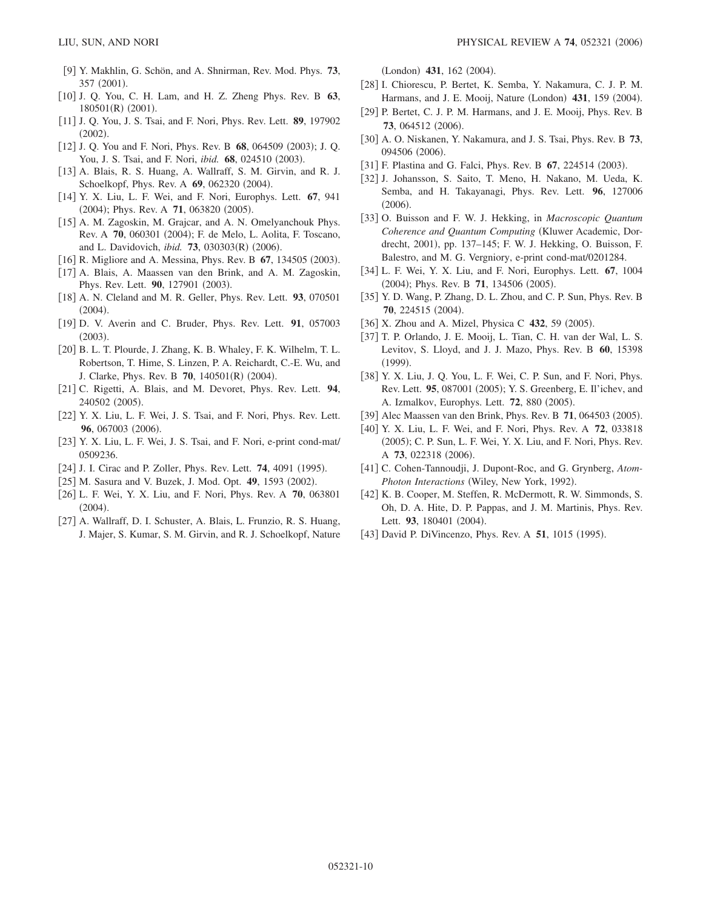[9] Y. Makhlin, G. Schön, and A. Shnirman, Rev. Mod. Phys. **73**, 357 (2001).

[10] J. Q. You, C. H. Lam, and H. Z. Zheng Phys. Rev. B **63**, 180501(R) (2001).

[11] J. Q. You, J. S. Tsai, and F. Nori, Phys. Rev. Lett. **89**, 197902 (2002).

[12] J. Q. You and F. Nori, Phys. Rev. B **68**, 064509 (2003); J. Q. You, J. S. Tsai, and F. Nori, *ibid.* **68**, 024510 (2003).

[13] A. Blais, R. S. Huang, A. Wallraff, S. M. Girvin, and R. J. Schoelkopf, Phys. Rev. A **69**, 062320 (2004).

[14] Y. X. Liu, L. F. Wei, and F. Nori, Europhys. Lett. **67**, 941 (2004); Phys. Rev. A **71**, 063820 (2005).

[15] A. M. Zagoskin, M. Grajcar, and A. N. Omelyanchouk Phys. Rev. A **70**, 060301 (2004); F. de Melo, L. Aolita, F. Toscano, and L. Davidovich, *ibid.* **73**, 030303(R) (2006).

[16] R. Migliore and A. Messina, Phys. Rev. B **67**, 134505 (2003).

[17] A. Blais, A. Maassen van den Brink, and A. M. Zagoskin, Phys. Rev. Lett. **90**, 127901 (2003).

[18] A. N. Cleland and M. R. Geller, Phys. Rev. Lett. **93**, 070501 (2004).

[19] D. V. Averin and C. Bruder, Phys. Rev. Lett. **91**, 057003 (2003).

[20] B. L. T. Plourde, J. Zhang, K. B. Whaley, F. K. Wilhelm, T. L. Robertson, T. Hime, S. Linzen, P. A. Reichardt, C.-E. Wu, and J. Clarke, Phys. Rev. B **70**, 140501(R) (2004).

[21] C. Rigetti, A. Blais, and M. Devoret, Phys. Rev. Lett. **94**, 240502 (2005).

[22] Y. X. Liu, L. F. Wei, J. S. Tsai, and F. Nori, Phys. Rev. Lett. **96**, 067003 (2006).

[23] Y. X. Liu, L. F. Wei, J. S. Tsai, and F. Nori, e-print cond-mat/0509236.

[24] J. I. Cirac and P. Zoller, Phys. Rev. Lett. **74**, 4091 (1995).

[25] M. Sasura and V. Buzek, J. Mod. Opt. **49**, 1593 (2002).

[26] L. F. Wei, Y. X. Liu, and F. Nori, Phys. Rev. A **70**, 063801 (2004).

[27] A. Wallraff, D. I. Schuster, A. Blais, L. Frunzio, R. S. Huang, J. Majer, S. Kumar, S. M. Girvin, and R. J. Schoelkopf, Nature (London) **431**, 162 (2004).

[28] I. Chiorescu, P. Bertet, K. Semba, Y. Nakamura, C. J. P. M. Harmans, and J. E. Mooij, Nature (London) **431**, 159 (2004).

[29] P. Bertet, C. J. P. M. Harmans, and J. E. Mooij, Phys. Rev. B **73**, 064512 (2006).

[30] A. O. Niskanen, Y. Nakamura, and J. S. Tsai, Phys. Rev. B **73**, 094506 (2006).

[31] F. Plastina and G. Falci, Phys. Rev. B **67**, 224514 (2003).

[32] J. Johansson, S. Saito, T. Meno, H. Nakano, M. Ueda, K. Semba, and H. Takayanagi, Phys. Rev. Lett. **96**, 127006 (2006).

[33] O. Buisson and F. W. J. Hekking, in *Macroscopic Quantum Coherence and Quantum Computing* (Kluwer Academic, Dordrecht, 2001), pp. 137–145; F. W. J. Hekking, O. Buisson, F. Balestro, and M. G. Vergniory, e-print cond-mat/0201284.

[34] L. F. Wei, Y. X. Liu, and F. Nori, Europhys. Lett. **67**, 1004 (2004); Phys. Rev. B **71**, 134506 (2005).

[35] Y. D. Wang, P. Zhang, D. L. Zhou, and C. P. Sun, Phys. Rev. B **70**, 224515 (2004).

[36] X. Zhou and A. Mizel, Physica C **432**, 59 (2005).

[37] T. P. Orlando, J. E. Mooij, L. Tian, C. H. van der Wal, L. S. Levitov, S. Lloyd, and J. J. Mazo, Phys. Rev. B **60**, 15398 (1999).

[38] Y. X. Liu, J. Q. You, L. F. Wei, C. P. Sun, and F. Nori, Phys. Rev. Lett. **95**, 087001 (2005); Y. S. Greenberg, E. Il'ichev, and A. Izmalkov, Europhys. Lett. **72**, 880 (2005).

[39] Alec Maassen van den Brink, Phys. Rev. B **71**, 064503 (2005).

[40] Y. X. Liu, L. F. Wei, and F. Nori, Phys. Rev. A **72**, 033818 (2005); C. P. Sun, L. F. Wei, Y. X. Liu, and F. Nori, Phys. Rev. A **73**, 022318 (2006).

[41] C. Cohen-Tannoudji, J. Dupont-Roc, and G. Grynberg, *Atom-Photon Interactions* (Wiley, New York, 1992).

[42] K. B. Cooper, M. Steffen, R. McDermott, R. W. Simmonds, S. Oh, D. A. Hite, D. P. Pappas, and J. M. Martinis, Phys. Rev. Lett. **93**, 180401 (2004).

[43] David P. DiVincenzo, Phys. Rev. A **51**, 1015 (1995).